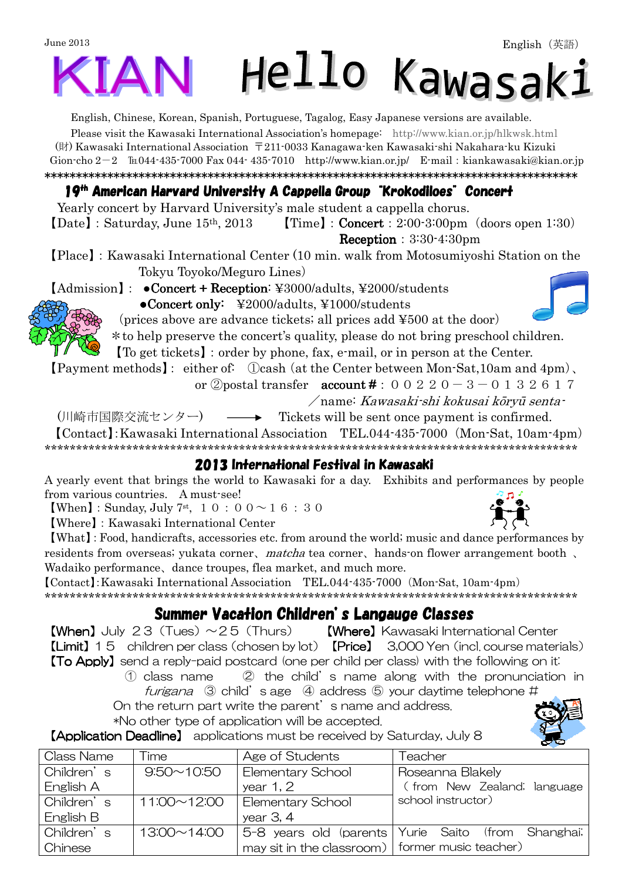June 2013

English（英語）

# KIAN Hello Kawasaki

English, Chinese, Korean, Spanish, Portuguese, Tagalog, Easy Japanese versions are available.

Please visit the Kawasaki International Association's homepage: http://www.kian.or.jp/hlkwsk.html

(財) Kawasaki International Association 〒211-0033 Kanagawa-ken Kawasaki-shi Nakahara-ku Kizuki Gion-cho 2－2 ℡044-435-7000 Fax 044- 435-7010 http://www.kian.or.jp/ E-mail：kiankawasaki@kian.or.jp

***************************************************************************************

## 19th American Harvard University A Cappella Group "Krokodiloes" Concert

Yearly concert by Harvard University's male student a cappella chorus.

【Date】: Saturday, June 15th, 2013 【Time】: **Concert**：2:00-3:00pm（doors open 1:30）

**Reception**：3:30-4:30pm

【Place】: Kawasaki International Center (10 min. walk from Motosumiyoshi Station on the Tokyu Toyoko/Meguro Lines)

【Admission】: ●**Concert + Reception**: ¥3000/adults, ¥2000/students

●**Concert only**: ¥2000/adults, ¥1000/students

(prices above are advance tickets; all prices add ¥500 at the door)

*to help preserve the concert's quality, please do not bring preschool children.

【To get tickets】: order by phone, fax, e-mail, or in person at the Center.

【Payment methods】: either of: ①cash (at the Center between Mon-Sat,10am and 4pm)、 or ②postal transfer **account #**：００２２０－３－０１３２６１７ ／name: *Kawasaki-shi kokusai kōryū senta-* (川崎市国際交流センター) ⟶ Tickets will be sent once payment is confirmed.

【Contact】:Kawasaki International Association TEL.044-435-7000（Mon-Sat, 10am-4pm）

***************************************************************************************

## 2013 International Festival in Kawasaki

A yearly event that brings the world to Kawasaki for a day. Exhibits and performances by people from various countries. A must-see!

【When】: Sunday, July 7st, １０：００～１６：３０

【Where】: Kawasaki International Center

【What】: Food, handicrafts, accessories etc. from around the world; music and dance performances by residents from overseas; yukata corner、*matcha* tea corner、hands-on flower arrangement booth 、Wadaiko performance、dance troupes, flea market, and much more.

【Contact】:Kawasaki International Association TEL.044-435-7000（Mon-Sat, 10am-4pm）

***************************************************************************************

## Summer Vacation Children's Langauge Classes

【When】July ２３（Tues）～２５（Thurs） 【Where】Kawasaki International Center

【Limit】１５ children per class (chosen by lot) 【Price】 3,000 Yen (incl. course materials)

【To Apply】send a reply-paid postcard (one per child per class) with the following on it:

① class name ② the child's name along with the pronunciation in *furigana* ③ child's age ④ address ⑤ your daytime telephone #

On the return part write the parent's name and address.

*No other type of application will be accepted.

【Application Deadline】 applications must be received by Saturday, July 8

| Class Name | Time | Age of Students | Teacher |
|---|---|---|---|
| Children's English A | 9:50～10:50 | Elementary School year 1, 2 | Roseanna Blakely (from New Zealand; language school instructor) |
| Children's English B | 11:00～12:00 | Elementary School year 3, 4 | |
| Children's Chinese | 13:00～14:00 | 5-8 years old (parents may sit in the classroom) | Yurie Saito (from Shanghai; former music teacher) |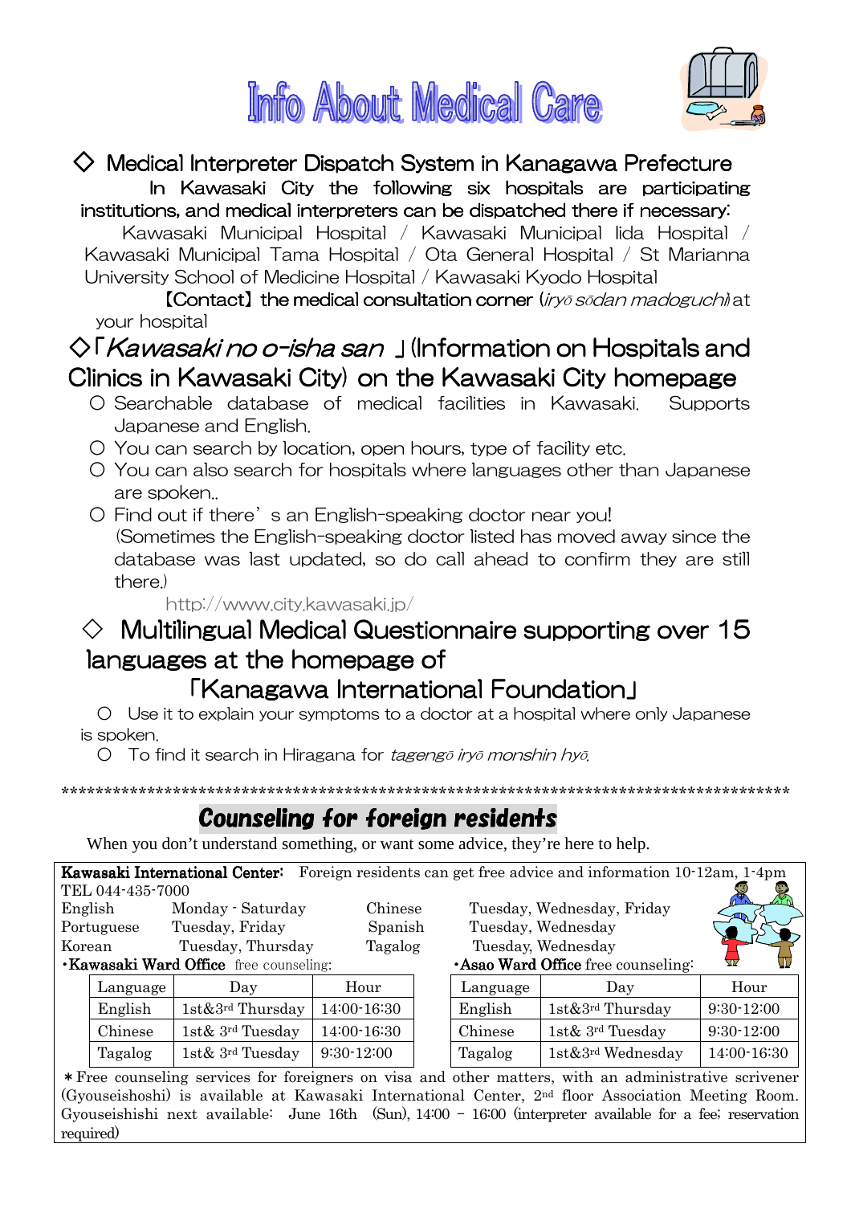# Info About Medical Care

## ◇ Medical Interpreter Dispatch System in Kanagawa Prefecture

In Kawasaki City the following six hospitals are participating institutions, and medical interpreters can be dispatched there if necessary:

Kawasaki Municipal Hospital / Kawasaki Municipal Iida Hospital / Kawasaki Municipal Tama Hospital / Ota General Hospital / St Marianna University School of Medicine Hospital / Kawasaki Kyodo Hospital

【Contact】 the medical consultation corner (*iryō sōdan madoguchi*) at your hospital

## ◇「*Kawasaki no o-isha san*」(Information on Hospitals and Clinics in Kawasaki City) on the Kawasaki City homepage

- ○ Searchable database of medical facilities in Kawasaki. Supports Japanese and English.
- ○ You can search by location, open hours, type of facility etc.
- ○ You can also search for hospitals where languages other than Japanese are spoken..
- ○ Find out if there's an English-speaking doctor near you! (Sometimes the English-speaking doctor listed has moved away since the database was last updated, so do call ahead to confirm they are still there.)

http://www.city.kawasaki.jp/

## ◇ Multilingual Medical Questionnaire supporting over 15 languages at the homepage of「Kanagawa International Foundation」

- ○ Use it to explain your symptoms to a doctor at a hospital where only Japanese is spoken.
- ○ To find it search in Hiragana for *tagengō iryō monshin hyō*.

*************************************************************************************

## Counseling for foreign residents

When you don't understand something, or want some advice, they're here to help.

**Kawasaki International Center:** Foreign residents can get free advice and information 10-12am, 1-4pm
TEL 044-435-7000

| | | | |
|---|---|---|---|
| English | Monday - Saturday | Chinese | Tuesday, Wednesday, Friday |
| Portuguese | Tuesday, Friday | Spanish | Tuesday, Wednesday |
| Korean | Tuesday, Thursday | Tagalog | Tuesday, Wednesday |

・**Kawasaki Ward Office** free counseling:

| Language | Day | Hour |
|---|---|---|
| English | 1st&3rd Thursday | 14:00-16:30 |
| Chinese | 1st& 3rd Tuesday | 14:00-16:30 |
| Tagalog | 1st& 3rd Tuesday | 9:30-12:00 |

・**Asao Ward Office** free counseling:

| Language | Day | Hour |
|---|---|---|
| English | 1st&3rd Thursday | 9:30-12:00 |
| Chinese | 1st& 3rd Tuesday | 9:30-12:00 |
| Tagalog | 1st&3rd Wednesday | 14:00-16:30 |

＊Free counseling services for foreigners on visa and other matters, with an administrative scrivener (Gyouseishoshi) is available at Kawasaki International Center, 2nd floor Association Meeting Room. Gyouseishishi next available: June 16th (Sun), 14:00 – 16:00 (interpreter available for a fee; reservation required)